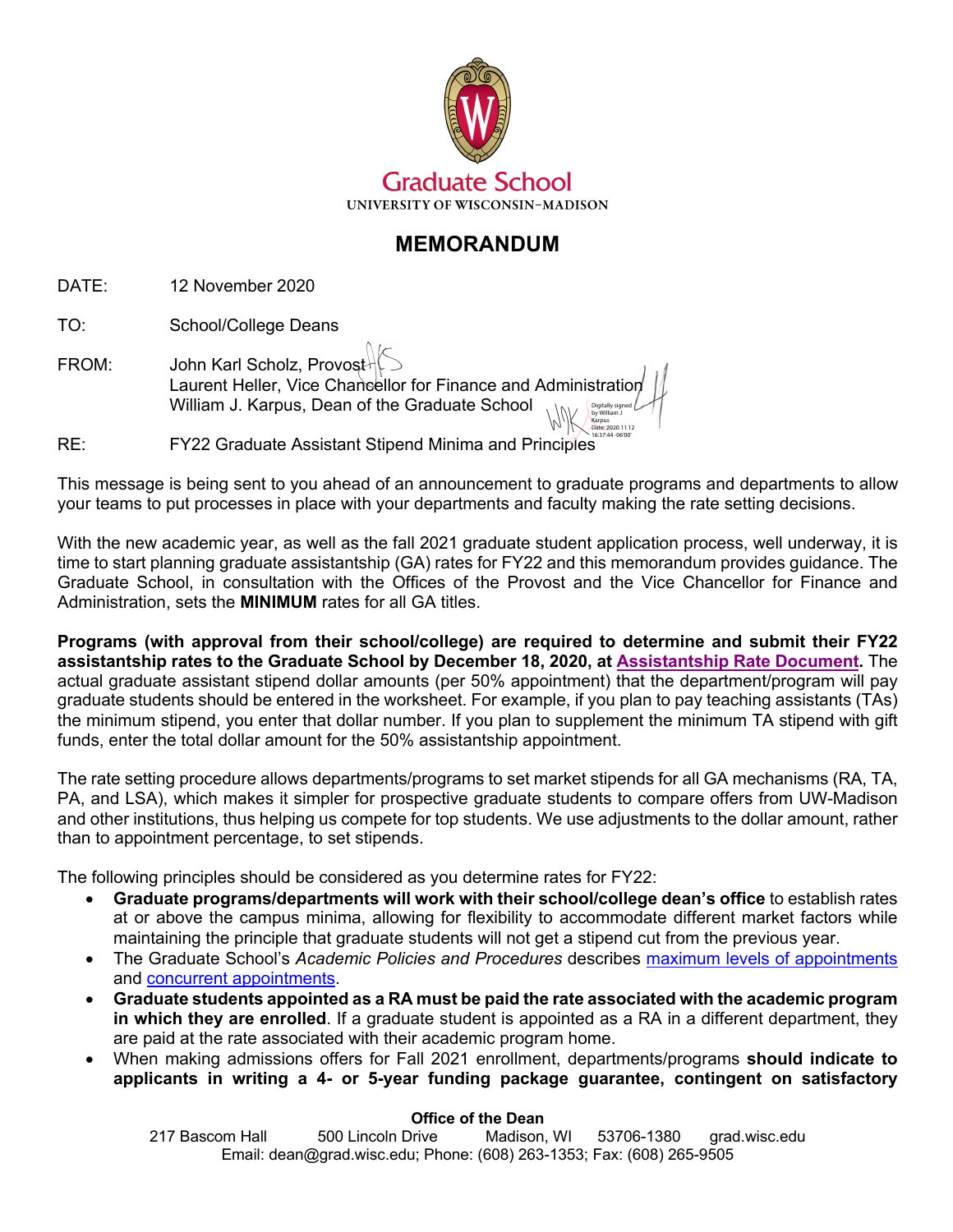# Graduate School

UNIVERSITY OF WISCONSIN–MADISON

## MEMORANDUM

DATE: 12 November 2020

TO: School/College Deans

FROM: John Karl Scholz, Provost
Laurent Heller, Vice Chancellor for Finance and Administration
William J. Karpus, Dean of the Graduate School

RE: FY22 Graduate Assistant Stipend Minima and Principles

This message is being sent to you ahead of an announcement to graduate programs and departments to allow your teams to put processes in place with your departments and faculty making the rate setting decisions.

With the new academic year, as well as the fall 2021 graduate student application process, well underway, it is time to start planning graduate assistantship (GA) rates for FY22 and this memorandum provides guidance. The Graduate School, in consultation with the Offices of the Provost and the Vice Chancellor for Finance and Administration, sets the **MINIMUM** rates for all GA titles.

**Programs (with approval from their school/college) are required to determine and submit their FY22 assistantship rates to the Graduate School by December 18, 2020, at Assistantship Rate Document.** The actual graduate assistant stipend dollar amounts (per 50% appointment) that the department/program will pay graduate students should be entered in the worksheet. For example, if you plan to pay teaching assistants (TAs) the minimum stipend, you enter that dollar number. If you plan to supplement the minimum TA stipend with gift funds, enter the total dollar amount for the 50% assistantship appointment.

The rate setting procedure allows departments/programs to set market stipends for all GA mechanisms (RA, TA, PA, and LSA), which makes it simpler for prospective graduate students to compare offers from UW-Madison and other institutions, thus helping us compete for top students. We use adjustments to the dollar amount, rather than to appointment percentage, to set stipends.

The following principles should be considered as you determine rates for FY22:

- **Graduate programs/departments will work with their school/college dean's office** to establish rates at or above the campus minima, allowing for flexibility to accommodate different market factors while maintaining the principle that graduate students will not get a stipend cut from the previous year.
- The Graduate School's *Academic Policies and Procedures* describes maximum levels of appointments and concurrent appointments.
- **Graduate students appointed as a RA must be paid the rate associated with the academic program in which they are enrolled**. If a graduate student is appointed as a RA in a different department, they are paid at the rate associated with their academic program home.
- When making admissions offers for Fall 2021 enrollment, departments/programs **should indicate to applicants in writing a 4- or 5-year funding package guarantee, contingent on satisfactory**

**Office of the Dean**
217 Bascom Hall 500 Lincoln Drive Madison, WI 53706-1380 grad.wisc.edu
Email: dean@grad.wisc.edu; Phone: (608) 263-1353; Fax: (608) 265-9505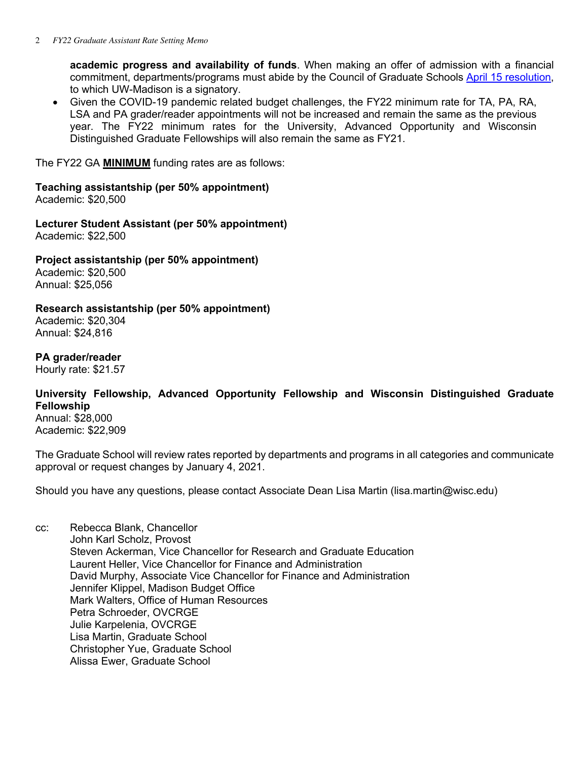**academic progress and availability of funds**. When making an offer of admission with a financial commitment, departments/programs must abide by the Council of Graduate Schools [April 15 resolution](), to which UW-Madison is a signatory.

- Given the COVID-19 pandemic related budget challenges, the FY22 minimum rate for TA, PA, RA, LSA and PA grader/reader appointments will not be increased and remain the same as the previous year. The FY22 minimum rates for the University, Advanced Opportunity and Wisconsin Distinguished Graduate Fellowships will also remain the same as FY21.

The FY22 GA **MINIMUM** funding rates are as follows:

**Teaching assistantship (per 50% appointment)**
Academic: $20,500

**Lecturer Student Assistant (per 50% appointment)**
Academic: $22,500

**Project assistantship (per 50% appointment)**
Academic: $20,500
Annual: $25,056

**Research assistantship (per 50% appointment)**
Academic: $20,304
Annual: $24,816

**PA grader/reader**
Hourly rate: $21.57

**University Fellowship, Advanced Opportunity Fellowship and Wisconsin Distinguished Graduate Fellowship**
Annual: $28,000
Academic: $22,909

The Graduate School will review rates reported by departments and programs in all categories and communicate approval or request changes by January 4, 2021.

Should you have any questions, please contact Associate Dean Lisa Martin (lisa.martin@wisc.edu)

cc: Rebecca Blank, Chancellor
John Karl Scholz, Provost
Steven Ackerman, Vice Chancellor for Research and Graduate Education
Laurent Heller, Vice Chancellor for Finance and Administration
David Murphy, Associate Vice Chancellor for Finance and Administration
Jennifer Klippel, Madison Budget Office
Mark Walters, Office of Human Resources
Petra Schroeder, OVCRGE
Julie Karpelenia, OVCRGE
Lisa Martin, Graduate School
Christopher Yue, Graduate School
Alissa Ewer, Graduate School